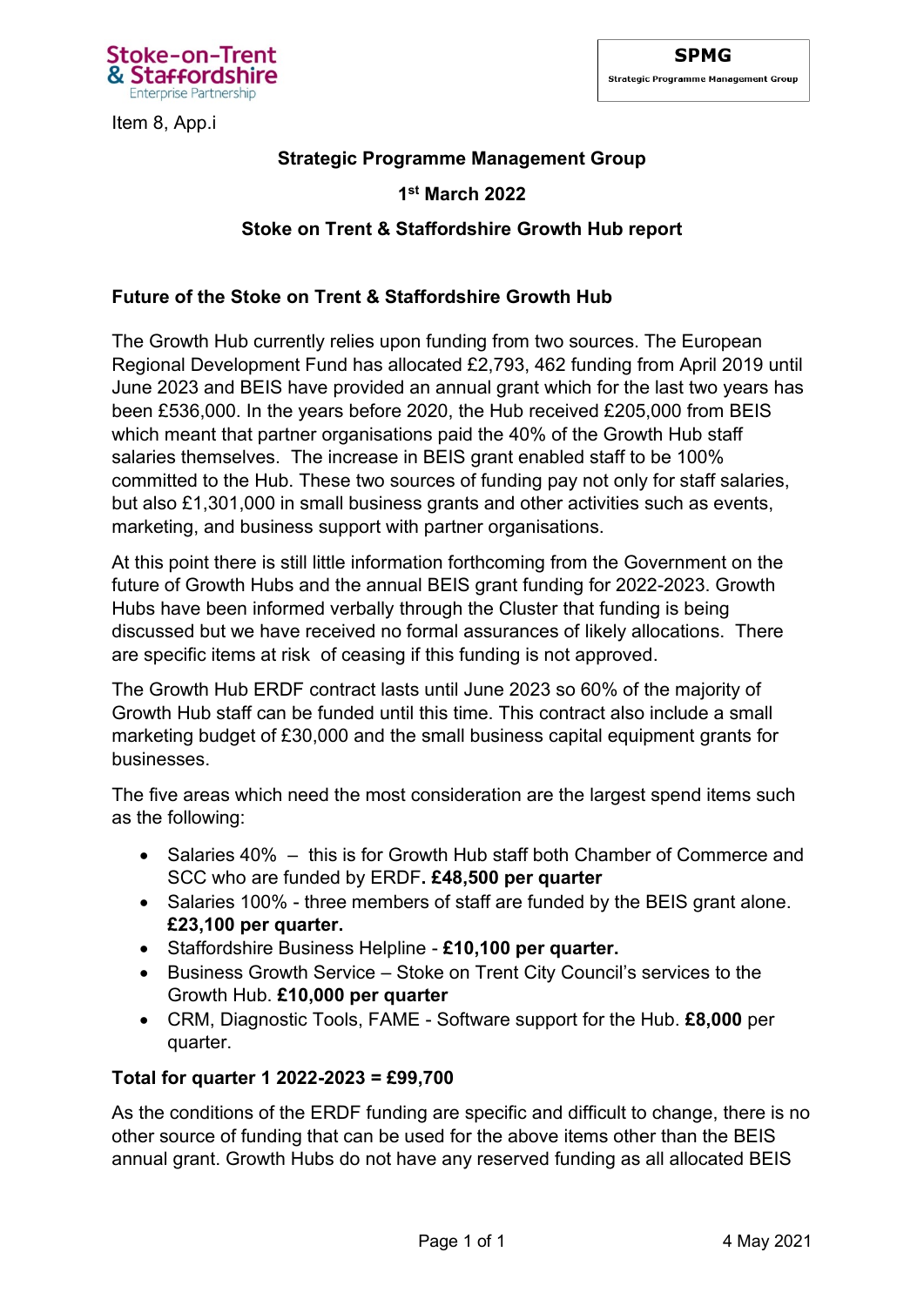Stoke-on-Trent & Staffordshire Enterprise Partnership

**SPMG**
Strategic Programme Management Group

Item 8, App.i

**Strategic Programme Management Group**

**1st March 2022**

**Stoke on Trent & Staffordshire Growth Hub report**

## Future of the Stoke on Trent & Staffordshire Growth Hub

The Growth Hub currently relies upon funding from two sources. The European Regional Development Fund has allocated £2,793, 462 funding from April 2019 until June 2023 and BEIS have provided an annual grant which for the last two years has been £536,000. In the years before 2020, the Hub received £205,000 from BEIS which meant that partner organisations paid the 40% of the Growth Hub staff salaries themselves. The increase in BEIS grant enabled staff to be 100% committed to the Hub. These two sources of funding pay not only for staff salaries, but also £1,301,000 in small business grants and other activities such as events, marketing, and business support with partner organisations.

At this point there is still little information forthcoming from the Government on the future of Growth Hubs and the annual BEIS grant funding for 2022-2023. Growth Hubs have been informed verbally through the Cluster that funding is being discussed but we have received no formal assurances of likely allocations. There are specific items at risk of ceasing if this funding is not approved.

The Growth Hub ERDF contract lasts until June 2023 so 60% of the majority of Growth Hub staff can be funded until this time. This contract also include a small marketing budget of £30,000 and the small business capital equipment grants for businesses.

The five areas which need the most consideration are the largest spend items such as the following:

- Salaries 40% – this is for Growth Hub staff both Chamber of Commerce and SCC who are funded by ERDF**. £48,500 per quarter**
- Salaries 100% - three members of staff are funded by the BEIS grant alone. **£23,100 per quarter.**
- Staffordshire Business Helpline - **£10,100 per quarter.**
- Business Growth Service – Stoke on Trent City Council's services to the Growth Hub. **£10,000 per quarter**
- CRM, Diagnostic Tools, FAME - Software support for the Hub. **£8,000** per quarter.

**Total for quarter 1 2022-2023 = £99,700**

As the conditions of the ERDF funding are specific and difficult to change, there is no other source of funding that can be used for the above items other than the BEIS annual grant. Growth Hubs do not have any reserved funding as all allocated BEIS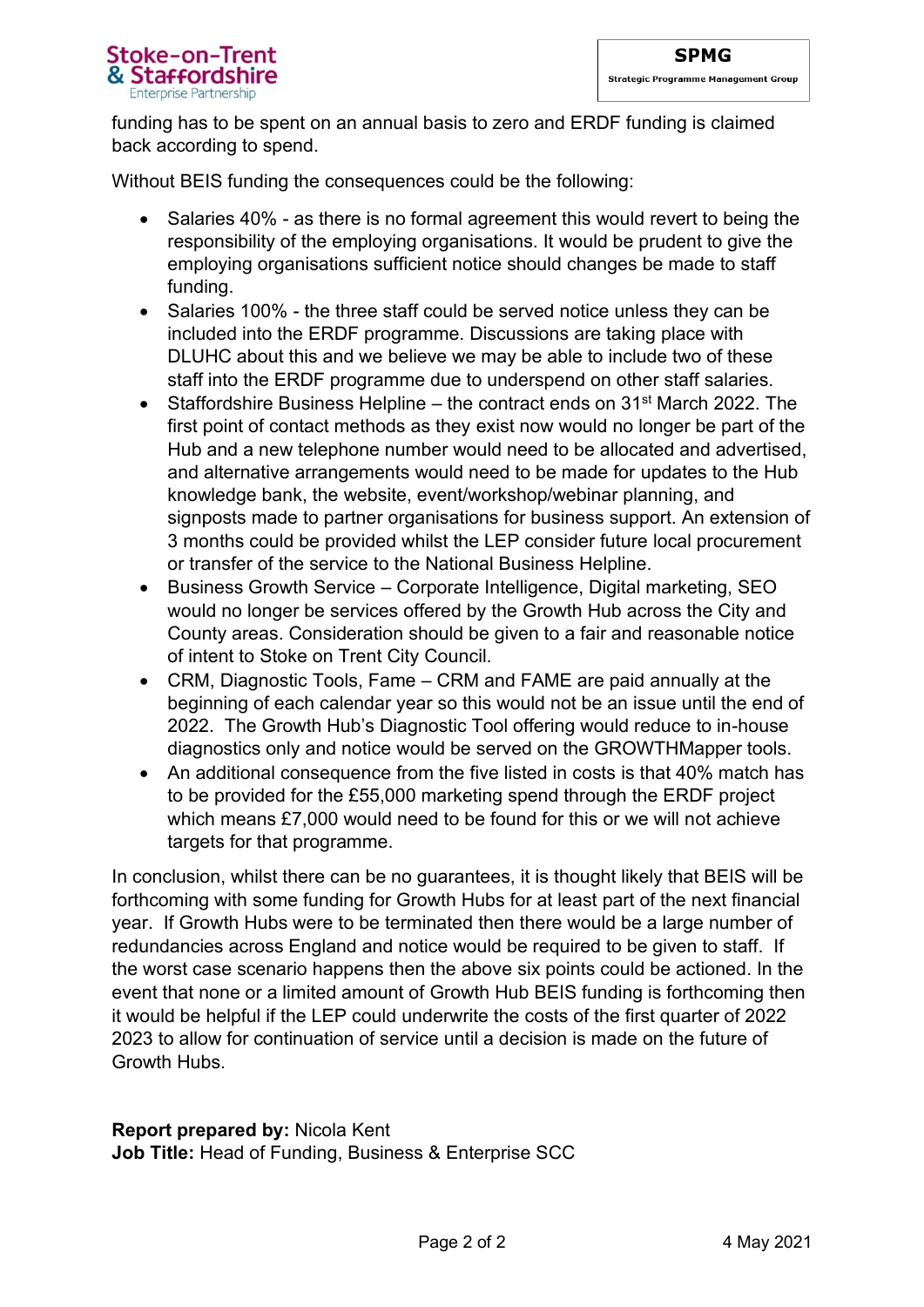funding has to be spent on an annual basis to zero and ERDF funding is claimed back according to spend.

Without BEIS funding the consequences could be the following:

- Salaries 40% - as there is no formal agreement this would revert to being the responsibility of the employing organisations. It would be prudent to give the employing organisations sufficient notice should changes be made to staff funding.
- Salaries 100% - the three staff could be served notice unless they can be included into the ERDF programme. Discussions are taking place with DLUHC about this and we believe we may be able to include two of these staff into the ERDF programme due to underspend on other staff salaries.
- Staffordshire Business Helpline – the contract ends on 31st March 2022. The first point of contact methods as they exist now would no longer be part of the Hub and a new telephone number would need to be allocated and advertised, and alternative arrangements would need to be made for updates to the Hub knowledge bank, the website, event/workshop/webinar planning, and signposts made to partner organisations for business support. An extension of 3 months could be provided whilst the LEP consider future local procurement or transfer of the service to the National Business Helpline.
- Business Growth Service – Corporate Intelligence, Digital marketing, SEO would no longer be services offered by the Growth Hub across the City and County areas. Consideration should be given to a fair and reasonable notice of intent to Stoke on Trent City Council.
- CRM, Diagnostic Tools, Fame – CRM and FAME are paid annually at the beginning of each calendar year so this would not be an issue until the end of 2022. The Growth Hub's Diagnostic Tool offering would reduce to in-house diagnostics only and notice would be served on the GROWTHMapper tools.
- An additional consequence from the five listed in costs is that 40% match has to be provided for the £55,000 marketing spend through the ERDF project which means £7,000 would need to be found for this or we will not achieve targets for that programme.

In conclusion, whilst there can be no guarantees, it is thought likely that BEIS will be forthcoming with some funding for Growth Hubs for at least part of the next financial year. If Growth Hubs were to be terminated then there would be a large number of redundancies across England and notice would be required to be given to staff. If the worst case scenario happens then the above six points could be actioned. In the event that none or a limited amount of Growth Hub BEIS funding is forthcoming then it would be helpful if the LEP could underwrite the costs of the first quarter of 2022 2023 to allow for continuation of service until a decision is made on the future of Growth Hubs.

**Report prepared by:** Nicola Kent
**Job Title:** Head of Funding, Business & Enterprise SCC